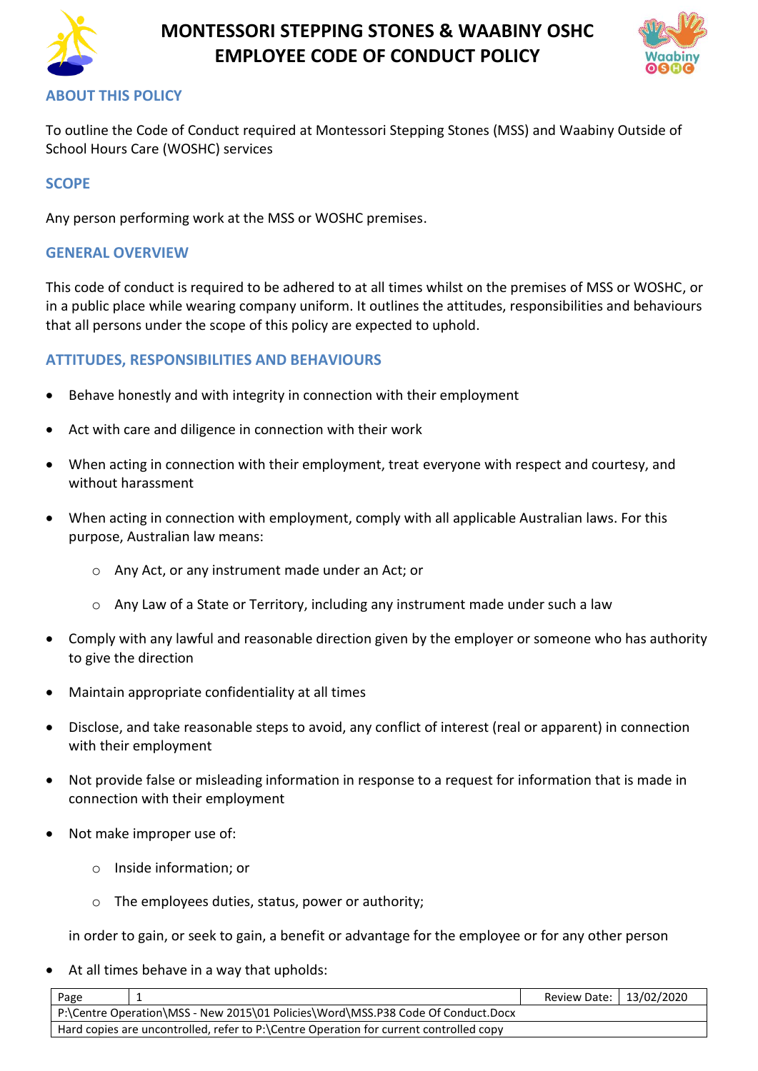# MONTESSORI STEPPING STONES & WAABINY OSHC EMPLOYEE CODE OF CONDUCT POLICY

## ABOUT THIS POLICY

To outline the Code of Conduct required at Montessori Stepping Stones (MSS) and Waabiny Outside of School Hours Care (WOSHC) services

## SCOPE

Any person performing work at the MSS or WOSHC premises.

## GENERAL OVERVIEW

This code of conduct is required to be adhered to at all times whilst on the premises of MSS or WOSHC, or in a public place while wearing company uniform. It outlines the attitudes, responsibilities and behaviours that all persons under the scope of this policy are expected to uphold.

## ATTITUDES, RESPONSIBILITIES AND BEHAVIOURS

- Behave honestly and with integrity in connection with their employment
- Act with care and diligence in connection with their work
- When acting in connection with their employment, treat everyone with respect and courtesy, and without harassment
- When acting in connection with employment, comply with all applicable Australian laws. For this purpose, Australian law means:
  - Any Act, or any instrument made under an Act; or
  - Any Law of a State or Territory, including any instrument made under such a law
- Comply with any lawful and reasonable direction given by the employer or someone who has authority to give the direction
- Maintain appropriate confidentiality at all times
- Disclose, and take reasonable steps to avoid, any conflict of interest (real or apparent) in connection with their employment
- Not provide false or misleading information in response to a request for information that is made in connection with their employment
- Not make improper use of:
  - Inside information; or
  - The employees duties, status, power or authority;

  in order to gain, or seek to gain, a benefit or advantage for the employee or for any other person
- At all times behave in a way that upholds: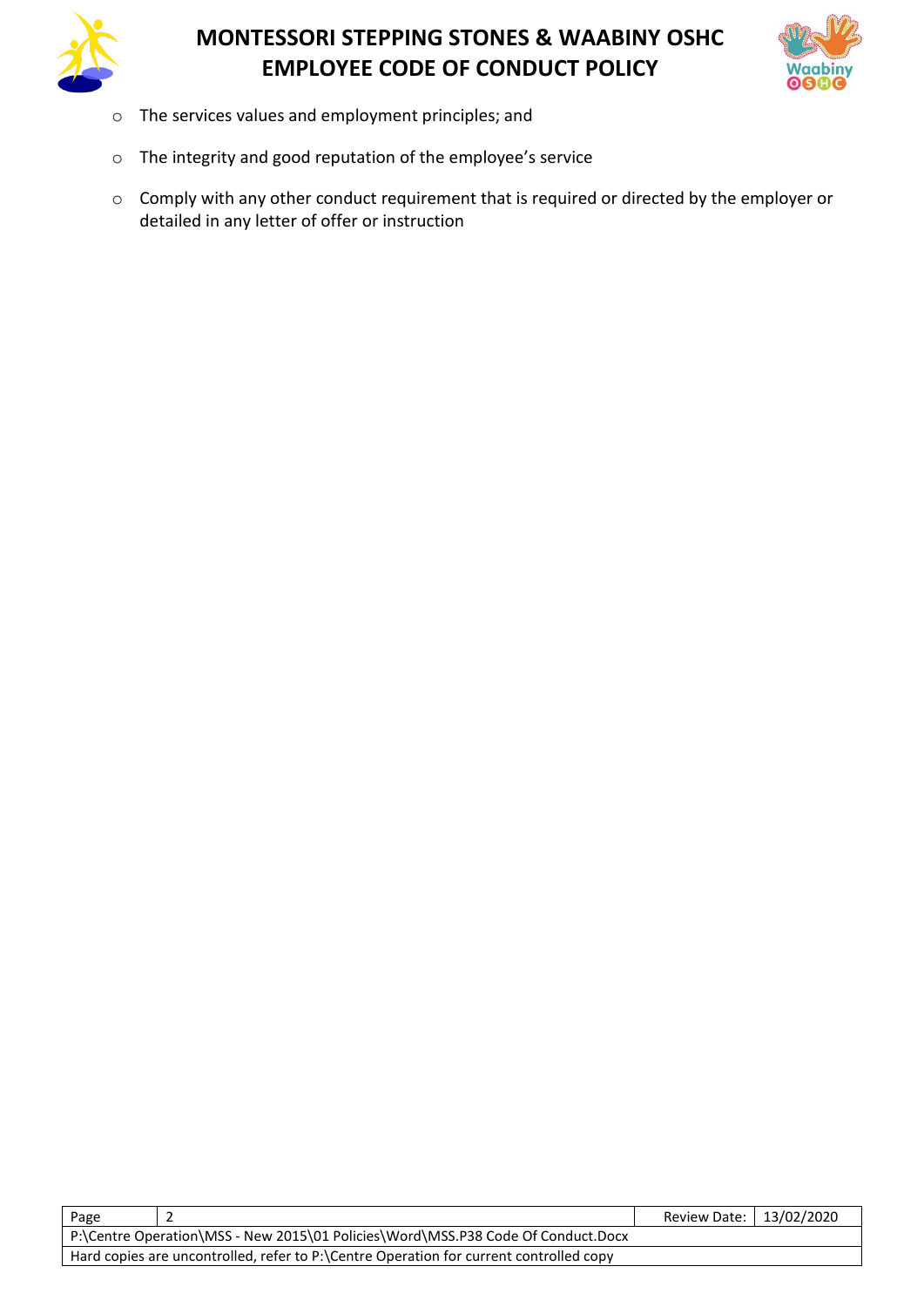- The services values and employment principles; and
- The integrity and good reputation of the employee's service
- Comply with any other conduct requirement that is required or directed by the employer or detailed in any letter of offer or instruction